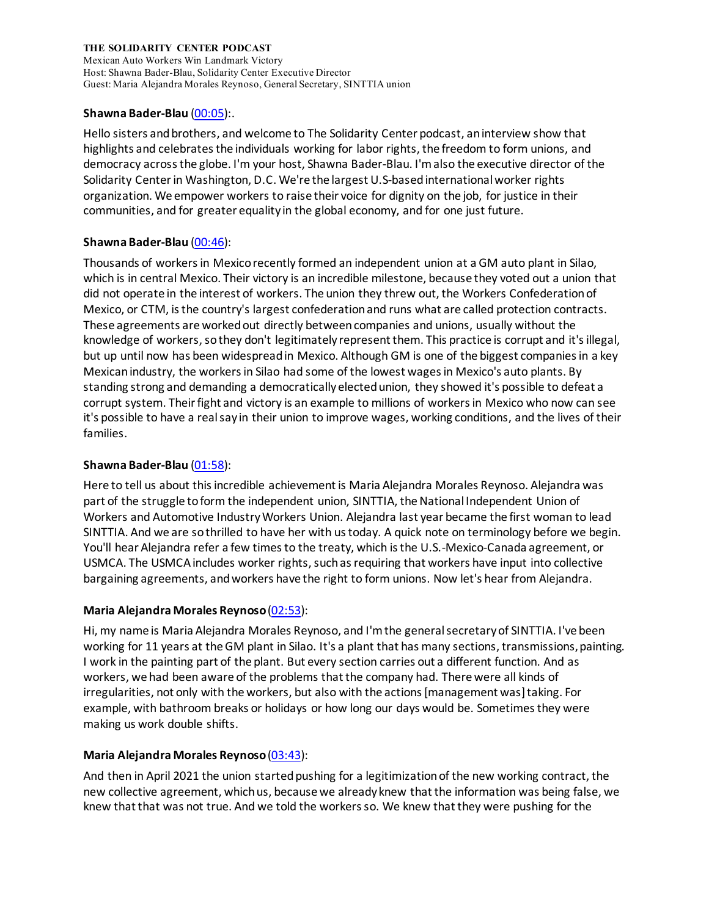**THE SOLIDARITY CENTER PODCAST**
Mexican Auto Workers Win Landmark Victory
Host: Shawna Bader-Blau, Solidarity Center Executive Director
Guest: Maria Alejandra Morales Reynoso, General Secretary, SINTTIA union

**Shawna Bader-Blau** ([00:05](00:05)):.

Hello sisters and brothers, and welcome to The Solidarity Center podcast, an interview show that highlights and celebrates the individuals working for labor rights, the freedom to form unions, and democracy across the globe. I'm your host, Shawna Bader-Blau. I'm also the executive director of the Solidarity Center in Washington, D.C. We're the largest U.S-based international worker rights organization. We empower workers to raise their voice for dignity on the job, for justice in their communities, and for greater equality in the global economy, and for one just future.

**Shawna Bader-Blau** ([00:46](00:46)):

Thousands of workers in Mexico recently formed an independent union at a GM auto plant in Silao, which is in central Mexico. Their victory is an incredible milestone, because they voted out a union that did not operate in the interest of workers. The union they threw out, the Workers Confederation of Mexico, or CTM, is the country's largest confederation and runs what are called protection contracts. These agreements are worked out directly between companies and unions, usually without the knowledge of workers, so they don't legitimately represent them. This practice is corrupt and it's illegal, but up until now has been widespread in Mexico. Although GM is one of the biggest companies in a key Mexican industry, the workers in Silao had some of the lowest wages in Mexico's auto plants. By standing strong and demanding a democratically elected union, they showed it's possible to defeat a corrupt system. Their fight and victory is an example to millions of workers in Mexico who now can see it's possible to have a real say in their union to improve wages, working conditions, and the lives of their families.

**Shawna Bader-Blau** ([01:58](01:58)):

Here to tell us about this incredible achievement is Maria Alejandra Morales Reynoso. Alejandra was part of the struggle to form the independent union, SINTTIA, the National Independent Union of Workers and Automotive Industry Workers Union. Alejandra last year became the first woman to lead SINTTIA. And we are so thrilled to have her with us today. A quick note on terminology before we begin. You'll hear Alejandra refer a few times to the treaty, which is the U.S.-Mexico-Canada agreement, or USMCA. The USMCA includes worker rights, such as requiring that workers have input into collective bargaining agreements, and workers have the right to form unions. Now let's hear from Alejandra.

**Maria Alejandra Morales Reynoso** ([02:53](02:53)):

Hi, my name is Maria Alejandra Morales Reynoso, and I'm the general secretary of SINTTIA. I've been working for 11 years at the GM plant in Silao. It's a plant that has many sections, transmissions, painting. I work in the painting part of the plant. But every section carries out a different function. And as workers, we had been aware of the problems that the company had. There were all kinds of irregularities, not only with the workers, but also with the actions [management was] taking. For example, with bathroom breaks or holidays or how long our days would be. Sometimes they were making us work double shifts.

**Maria Alejandra Morales Reynoso** ([03:43](03:43)):

And then in April 2021 the union started pushing for a legitimization of the new working contract, the new collective agreement, which us, because we already knew that the information was being false, we knew that that was not true. And we told the workers so. We knew that they were pushing for the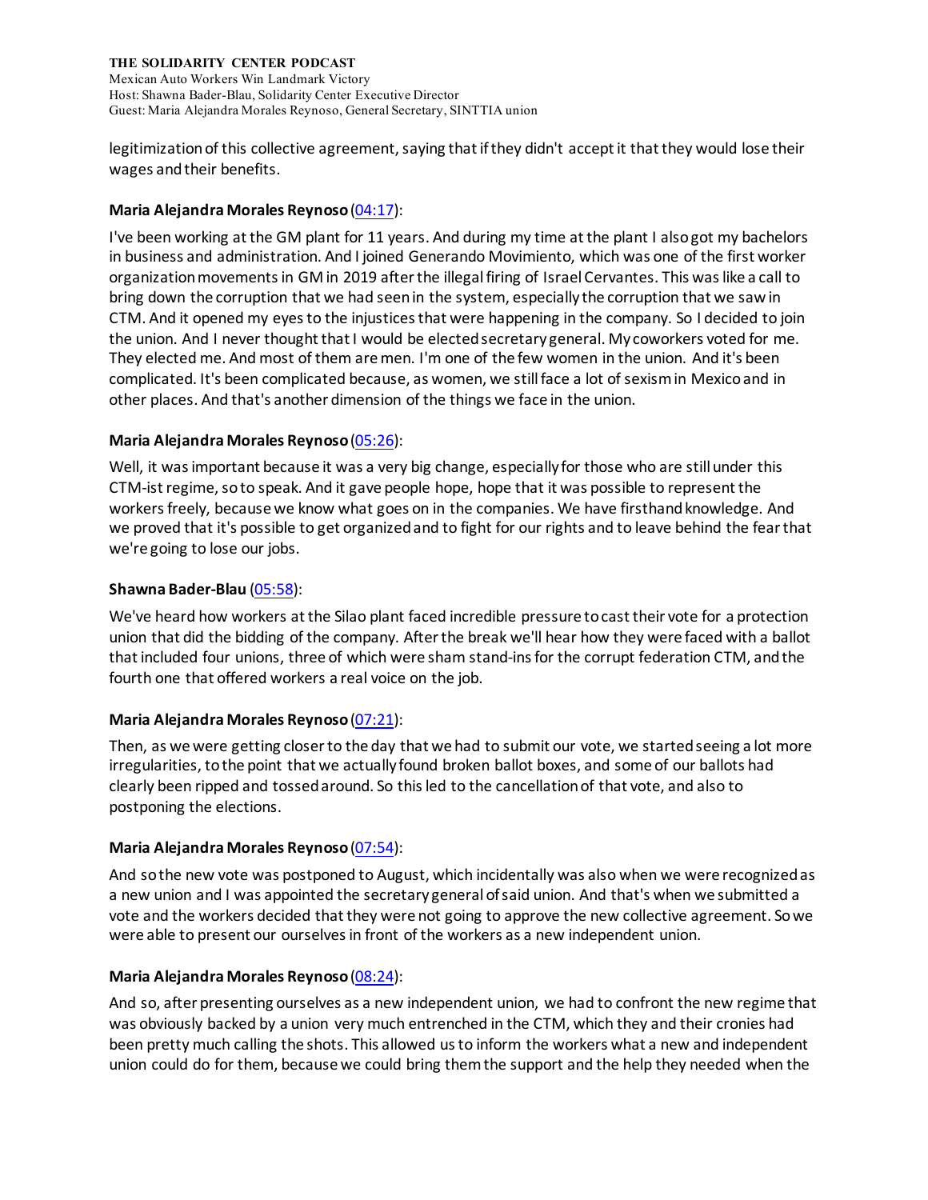legitimization of this collective agreement, saying that if they didn't accept it that they would lose their wages and their benefits.

**Maria Alejandra Morales Reynoso** (04:17):

I've been working at the GM plant for 11 years. And during my time at the plant I also got my bachelors in business and administration. And I joined Generando Movimiento, which was one of the first worker organization movements in GM in 2019 after the illegal firing of Israel Cervantes. This was like a call to bring down the corruption that we had seen in the system, especially the corruption that we saw in CTM. And it opened my eyes to the injustices that were happening in the company. So I decided to join the union. And I never thought that I would be elected secretary general. My coworkers voted for me. They elected me. And most of them are men. I'm one of the few women in the union. And it's been complicated. It's been complicated because, as women, we still face a lot of sexism in Mexico and in other places. And that's another dimension of the things we face in the union.

**Maria Alejandra Morales Reynoso** (05:26):

Well, it was important because it was a very big change, especially for those who are still under this CTM-ist regime, so to speak. And it gave people hope, hope that it was possible to represent the workers freely, because we know what goes on in the companies. We have firsthand knowledge. And we proved that it's possible to get organized and to fight for our rights and to leave behind the fear that we're going to lose our jobs.

**Shawna Bader-Blau** (05:58):

We've heard how workers at the Silao plant faced incredible pressure to cast their vote for a protection union that did the bidding of the company. After the break we'll hear how they were faced with a ballot that included four unions, three of which were sham stand-ins for the corrupt federation CTM, and the fourth one that offered workers a real voice on the job.

**Maria Alejandra Morales Reynoso** (07:21):

Then, as we were getting closer to the day that we had to submit our vote, we started seeing a lot more irregularities, to the point that we actually found broken ballot boxes, and some of our ballots had clearly been ripped and tossed around. So this led to the cancellation of that vote, and also to postponing the elections.

**Maria Alejandra Morales Reynoso** (07:54):

And so the new vote was postponed to August, which incidentally was also when we were recognized as a new union and I was appointed the secretary general of said union. And that's when we submitted a vote and the workers decided that they were not going to approve the new collective agreement. So we were able to present our ourselves in front of the workers as a new independent union.

**Maria Alejandra Morales Reynoso** (08:24):

And so, after presenting ourselves as a new independent union, we had to confront the new regime that was obviously backed by a union very much entrenched in the CTM, which they and their cronies had been pretty much calling the shots. This allowed us to inform the workers what a new and independent union could do for them, because we could bring them the support and the help they needed when the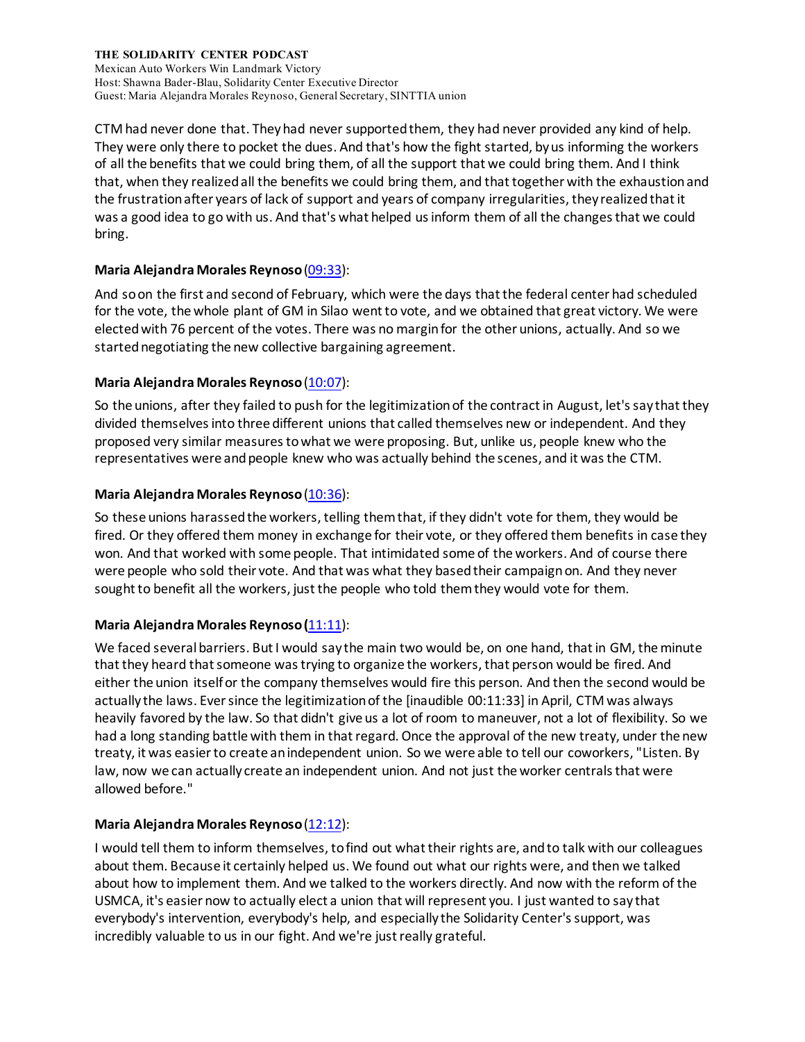CTM had never done that. They had never supported them, they had never provided any kind of help. They were only there to pocket the dues. And that's how the fight started, by us informing the workers of all the benefits that we could bring them, of all the support that we could bring them. And I think that, when they realized all the benefits we could bring them, and that together with the exhaustion and the frustration after years of lack of support and years of company irregularities, they realized that it was a good idea to go with us. And that's what helped us inform them of all the changes that we could bring.

**Maria Alejandra Morales Reynoso** (09:33):

And so on the first and second of February, which were the days that the federal center had scheduled for the vote, the whole plant of GM in Silao went to vote, and we obtained that great victory. We were elected with 76 percent of the votes. There was no margin for the other unions, actually. And so we started negotiating the new collective bargaining agreement.

**Maria Alejandra Morales Reynoso** (10:07):

So the unions, after they failed to push for the legitimization of the contract in August, let's say that they divided themselves into three different unions that called themselves new or independent. And they proposed very similar measures to what we were proposing. But, unlike us, people knew who the representatives were and people knew who was actually behind the scenes, and it was the CTM.

**Maria Alejandra Morales Reynoso** (10:36):

So these unions harassed the workers, telling them that, if they didn't vote for them, they would be fired. Or they offered them money in exchange for their vote, or they offered them benefits in case they won. And that worked with some people. That intimidated some of the workers. And of course there were people who sold their vote. And that was what they based their campaign on. And they never sought to benefit all the workers, just the people who told them they would vote for them.

**Maria Alejandra Morales Reynoso (**11:11**)**:

We faced several barriers. But I would say the main two would be, on one hand, that in GM, the minute that they heard that someone was trying to organize the workers, that person would be fired. And either the union itself or the company themselves would fire this person. And then the second would be actually the laws. Ever since the legitimization of the [inaudible 00:11:33] in April, CTM was always heavily favored by the law. So that didn't give us a lot of room to maneuver, not a lot of flexibility. So we had a long standing battle with them in that regard. Once the approval of the new treaty, under the new treaty, it was easier to create an independent union. So we were able to tell our coworkers, "Listen. By law, now we can actually create an independent union. And not just the worker centrals that were allowed before."

**Maria Alejandra Morales Reynoso** (12:12):

I would tell them to inform themselves, to find out what their rights are, and to talk with our colleagues about them. Because it certainly helped us. We found out what our rights were, and then we talked about how to implement them. And we talked to the workers directly. And now with the reform of the USMCA, it's easier now to actually elect a union that will represent you. I just wanted to say that everybody's intervention, everybody's help, and especially the Solidarity Center's support, was incredibly valuable to us in our fight. And we're just really grateful.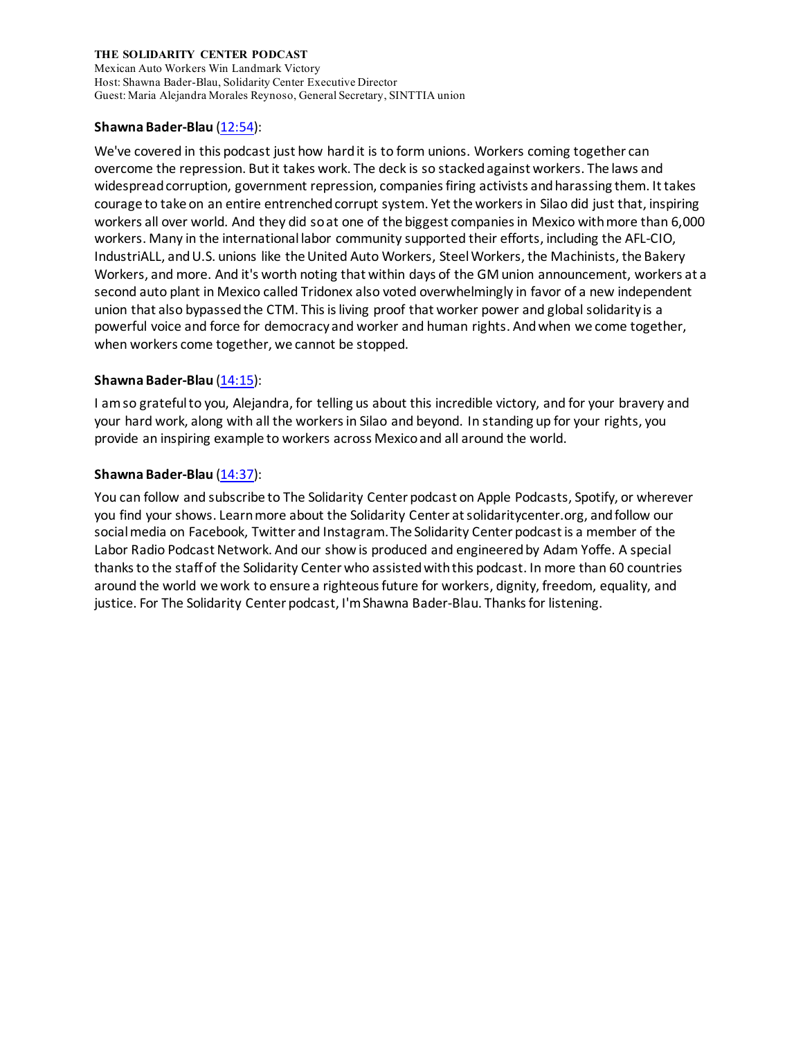**Shawna Bader-Blau** ([12:54](12:54)):

We've covered in this podcast just how hard it is to form unions. Workers coming together can overcome the repression. But it takes work. The deck is so stacked against workers. The laws and widespread corruption, government repression, companies firing activists and harassing them. It takes courage to take on an entire entrenched corrupt system. Yet the workers in Silao did just that, inspiring workers all over world. And they did so at one of the biggest companies in Mexico with more than 6,000 workers. Many in the international labor community supported their efforts, including the AFL-CIO, IndustriALL, and U.S. unions like the United Auto Workers, Steel Workers, the Machinists, the Bakery Workers, and more. And it's worth noting that within days of the GM union announcement, workers at a second auto plant in Mexico called Tridonex also voted overwhelmingly in favor of a new independent union that also bypassed the CTM. This is living proof that worker power and global solidarity is a powerful voice and force for democracy and worker and human rights. And when we come together, when workers come together, we cannot be stopped.

**Shawna Bader-Blau** ([14:15](14:15)):

I am so grateful to you, Alejandra, for telling us about this incredible victory, and for your bravery and your hard work, along with all the workers in Silao and beyond. In standing up for your rights, you provide an inspiring example to workers across Mexico and all around the world.

**Shawna Bader-Blau** ([14:37](14:37)):

You can follow and subscribe to The Solidarity Center podcast on Apple Podcasts, Spotify, or wherever you find your shows. Learn more about the Solidarity Center at solidaritycenter.org, and follow our social media on Facebook, Twitter and Instagram. The Solidarity Center podcast is a member of the Labor Radio Podcast Network. And our show is produced and engineered by Adam Yoffe. A special thanks to the staff of the Solidarity Center who assisted with this podcast. In more than 60 countries around the world we work to ensure a righteous future for workers, dignity, freedom, equality, and justice. For The Solidarity Center podcast, I'm Shawna Bader-Blau. Thanks for listening.